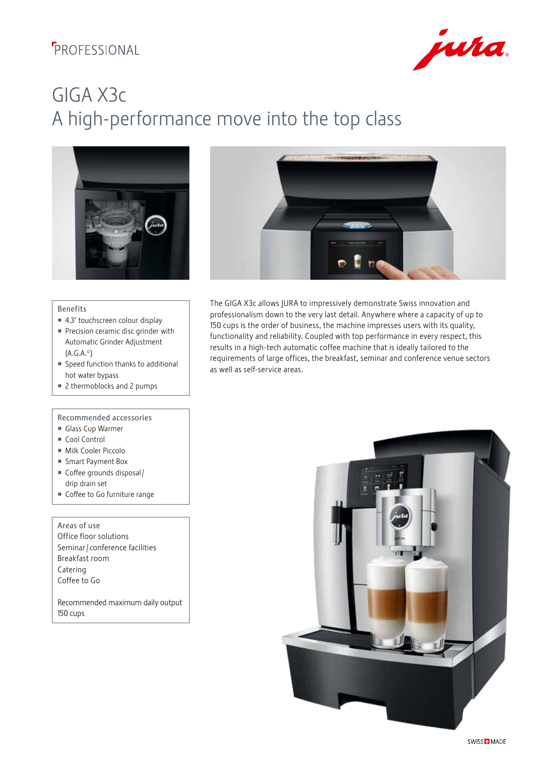PROFESSIONAL

# GIGA X3c
## A high-performance move into the top class

The GIGA X3c allows JURA to impressively demonstrate Swiss innovation and professionalism down to the very last detail. Anywhere where a capacity of up to 150 cups is the order of business, the machine impresses users with its quality, functionality and reliability. Coupled with top performance in every respect, this results in a high-tech automatic coffee machine that is ideally tailored to the requirements of large offices, the breakfast, seminar and conference venue sectors as well as self-service areas.

### Benefits

- 4.3" touchscreen colour display
- Precision ceramic disc grinder with Automatic Grinder Adjustment (A.G.A.©)
- Speed function thanks to additional hot water bypass
- 2 thermoblocks and 2 pumps

### Recommended accessories

- Glass Cup Warmer
- Cool Control
- Milk Cooler Piccolo
- Smart Payment Box
- Coffee grounds disposal / drip drain set
- Coffee to Go furniture range

### Areas of use

Office floor solutions
Seminar / conference facilities
Breakfast room
Catering
Coffee to Go

Recommended maximum daily output
150 cups

SWISS MADE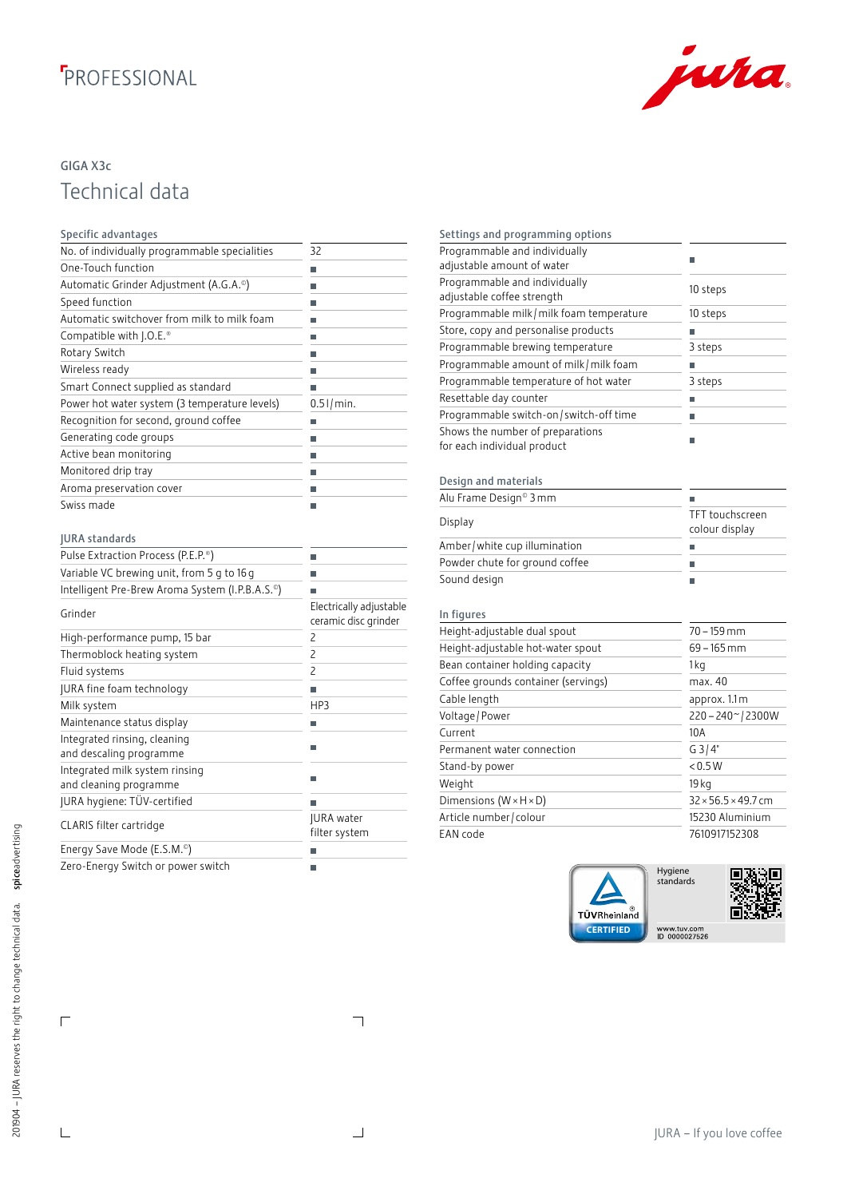PROFESSIONAL

jura

## GIGA X3c

# Technical data

### Specific advantages

| | |
|---|---|
| No. of individually programmable specialities | 32 |
| One-Touch function | ■ |
| Automatic Grinder Adjustment (A.G.A.©) | ■ |
| Speed function | ■ |
| Automatic switchover from milk to milk foam | ■ |
| Compatible with J.O.E.® | ■ |
| Rotary Switch | ■ |
| Wireless ready | ■ |
| Smart Connect supplied as standard | ■ |
| Power hot water system (3 temperature levels) | 0.5 l / min. |
| Recognition for second, ground coffee | ■ |
| Generating code groups | ■ |
| Active bean monitoring | ■ |
| Monitored drip tray | ■ |
| Aroma preservation cover | ■ |
| Swiss made | ■ |

### JURA standards

| | |
|---|---|
| Pulse Extraction Process (P.E.P.®) | ■ |
| Variable VC brewing unit, from 5 g to 16 g | ■ |
| Intelligent Pre-Brew Aroma System (I.P.B.A.S.©) | ■ |
| Grinder | Electrically adjustable ceramic disc grinder |
| High-performance pump, 15 bar | 2 |
| Thermoblock heating system | 2 |
| Fluid systems | 2 |
| JURA fine foam technology | ■ |
| Milk system | HP3 |
| Maintenance status display | ■ |
| Integrated rinsing, cleaning and descaling programme | ■ |
| Integrated milk system rinsing and cleaning programme | ■ |
| JURA hygiene: TÜV-certified | ■ |
| CLARIS filter cartridge | JURA water filter system |
| Energy Save Mode (E.S.M.©) | ■ |
| Zero-Energy Switch or power switch | ■ |

### Settings and programming options

| | |
|---|---|
| Programmable and individually adjustable amount of water | ■ |
| Programmable and individually adjustable coffee strength | 10 steps |
| Programmable milk / milk foam temperature | 10 steps |
| Store, copy and personalise products | ■ |
| Programmable brewing temperature | 3 steps |
| Programmable amount of milk / milk foam | ■ |
| Programmable temperature of hot water | 3 steps |
| Resettable day counter | ■ |
| Programmable switch-on / switch-off time | ■ |
| Shows the number of preparations for each individual product | ■ |

### Design and materials

| | |
|---|---|
| Alu Frame Design© 3 mm | ■ |
| Display | TFT touchscreen colour display |
| Amber / white cup illumination | ■ |
| Powder chute for ground coffee | ■ |
| Sound design | ■ |

### In figures

| | |
|---|---|
| Height-adjustable dual spout | 70 – 159 mm |
| Height-adjustable hot-water spout | 69 – 165 mm |
| Bean container holding capacity | 1 kg |
| Coffee grounds container (servings) | max. 40 |
| Cable length | approx. 1.1 m |
| Voltage / Power | 220 – 240 ~ / 2300 W |
| Current | 10 A |
| Permanent water connection | G 3 / 4" |
| Stand-by power | < 0.5 W |
| Weight | 19 kg |
| Dimensions (W × H × D) | 32 × 56.5 × 49.7 cm |
| Article number / colour | 15230 Aluminium |
| EAN code | 7610917152308 |

TÜVRheinland CERTIFIED
Hygiene standards
www.tuv.com
ID 0000027526

201904 – JURA reserves the right to change technical data. spiceadvertising

JURA – If you love coffee